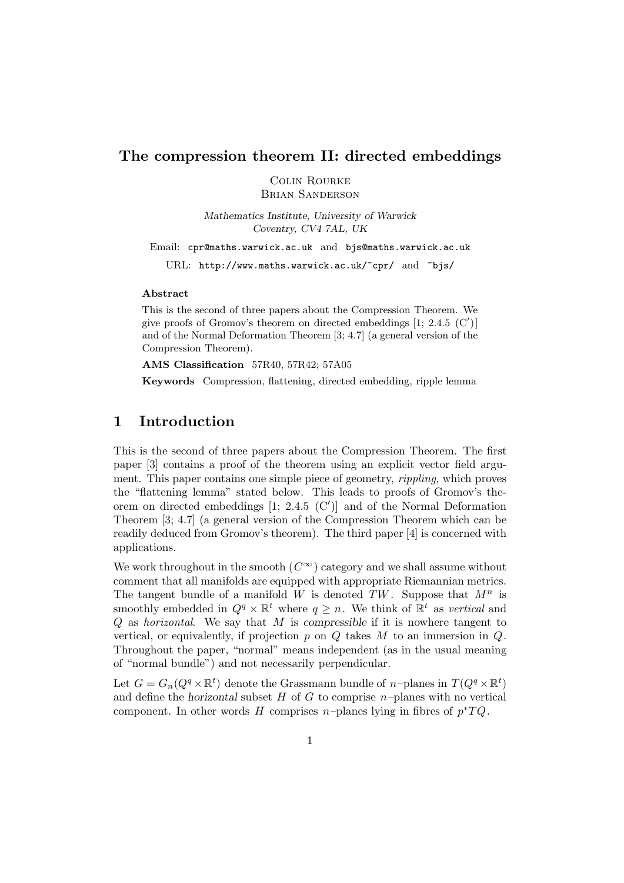# The compression theorem II: directed embeddings

Colin Rourke
Brian Sanderson

*Mathematics Institute, University of Warwick*
*Coventry, CV4 7AL, UK*

Email: cpr@maths.warwick.ac.uk and bjs@maths.warwick.ac.uk

URL: http://www.maths.warwick.ac.uk/~cpr/ and ~bjs/

**Abstract**

This is the second of three papers about the Compression Theorem. We give proofs of Gromov's theorem on directed embeddings [1; 2.4.5 (C′)] and of the Normal Deformation Theorem [3; 4.7] (a general version of the Compression Theorem).

**AMS Classification** 57R40, 57R42; 57A05

**Keywords** Compression, flattening, directed embedding, ripple lemma

## 1 Introduction

This is the second of three papers about the Compression Theorem. The first paper [3] contains a proof of the theorem using an explicit vector field argument. This paper contains one simple piece of geometry, *rippling*, which proves the "flattening lemma" stated below. This leads to proofs of Gromov's theorem on directed embeddings [1; 2.4.5 (C′)] and of the Normal Deformation Theorem [3; 4.7] (a general version of the Compression Theorem which can be readily deduced from Gromov's theorem). The third paper [4] is concerned with applications.

We work throughout in the smooth ($C^\infty$) category and we shall assume without comment that all manifolds are equipped with appropriate Riemannian metrics. The tangent bundle of a manifold $W$ is denoted $TW$. Suppose that $M^n$ is smoothly embedded in $Q^q \times \mathbb{R}^t$ where $q \geq n$. We think of $\mathbb{R}^t$ as *vertical* and $Q$ as *horizontal*. We say that $M$ is *compressible* if it is nowhere tangent to vertical, or equivalently, if projection $p$ on $Q$ takes $M$ to an immersion in $Q$. Throughout the paper, "normal" means independent (as in the usual meaning of "normal bundle") and not necessarily perpendicular.

Let $G = G_n(Q^q \times \mathbb{R}^t)$ denote the Grassmann bundle of $n$–planes in $T(Q^q \times \mathbb{R}^t)$ and define the *horizontal* subset $H$ of $G$ to comprise $n$–planes with no vertical component. In other words $H$ comprises $n$–planes lying in fibres of $p^*TQ$.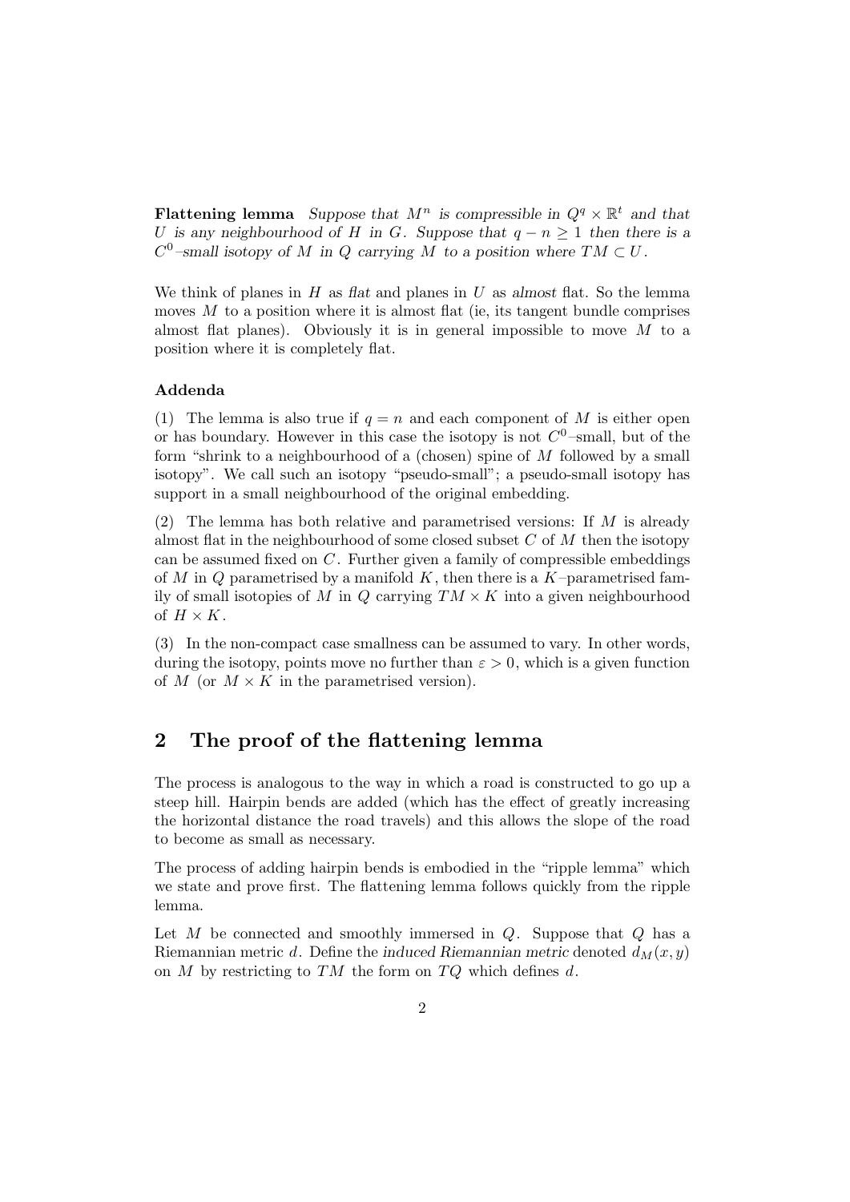**Flattening lemma** *Suppose that $M^n$ is compressible in $Q^q \times \mathbb{R}^t$ and that $U$ is any neighbourhood of $H$ in $G$. Suppose that $q - n \geq 1$ then there is a $C^0$–small isotopy of $M$ in $Q$ carrying $M$ to a position where $TM \subset U$.*

We think of planes in $H$ as *flat* and planes in $U$ as *almost* flat. So the lemma moves $M$ to a position where it is almost flat (ie, its tangent bundle comprises almost flat planes). Obviously it is in general impossible to move $M$ to a position where it is completely flat.

**Addenda**

(1) The lemma is also true if $q = n$ and each component of $M$ is either open or has boundary. However in this case the isotopy is not $C^0$–small, but of the form "shrink to a neighbourhood of a (chosen) spine of $M$ followed by a small isotopy". We call such an isotopy "pseudo-small"; a pseudo-small isotopy has support in a small neighbourhood of the original embedding.

(2) The lemma has both relative and parametrised versions: If $M$ is already almost flat in the neighbourhood of some closed subset $C$ of $M$ then the isotopy can be assumed fixed on $C$. Further given a family of compressible embeddings of $M$ in $Q$ parametrised by a manifold $K$, then there is a $K$–parametrised family of small isotopies of $M$ in $Q$ carrying $TM \times K$ into a given neighbourhood of $H \times K$.

(3) In the non-compact case smallness can be assumed to vary. In other words, during the isotopy, points move no further than $\varepsilon > 0$, which is a given function of $M$ (or $M \times K$ in the parametrised version).

## 2 The proof of the flattening lemma

The process is analogous to the way in which a road is constructed to go up a steep hill. Hairpin bends are added (which has the effect of greatly increasing the horizontal distance the road travels) and this allows the slope of the road to become as small as necessary.

The process of adding hairpin bends is embodied in the "ripple lemma" which we state and prove first. The flattening lemma follows quickly from the ripple lemma.

Let $M$ be connected and smoothly immersed in $Q$. Suppose that $Q$ has a Riemannian metric $d$. Define the *induced Riemannian metric* denoted $d_M(x, y)$ on $M$ by restricting to $TM$ the form on $TQ$ which defines $d$.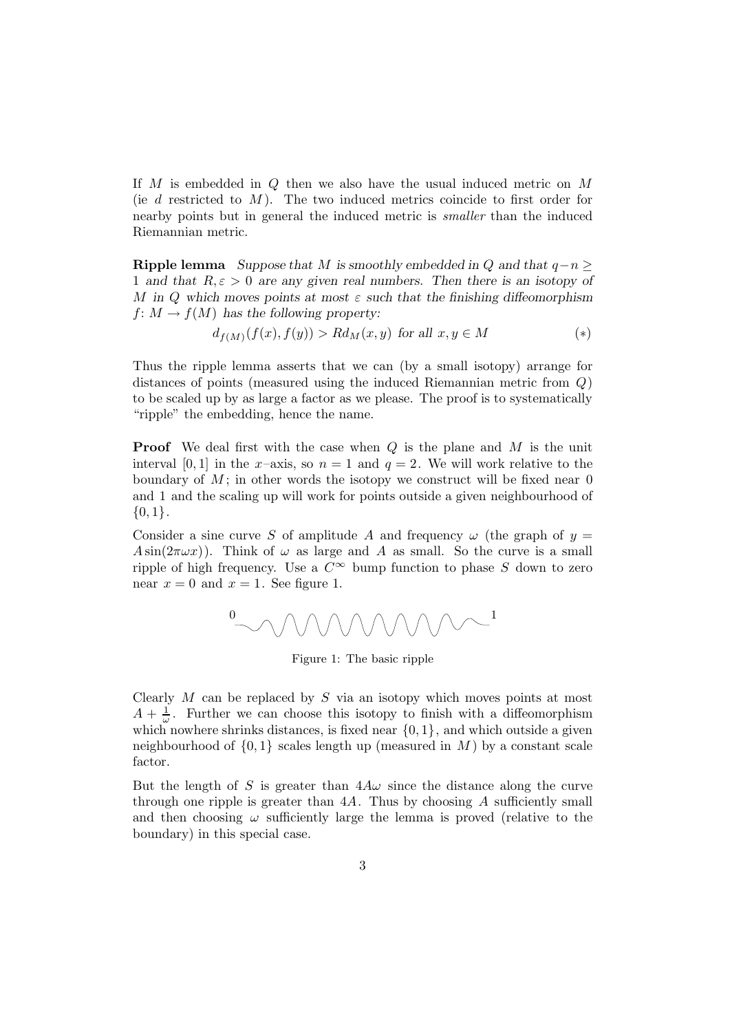If $M$ is embedded in $Q$ then we also have the usual induced metric on $M$ (ie $d$ restricted to $M$). The two induced metrics coincide to first order for nearby points but in general the induced metric is *smaller* than the induced Riemannian metric.

**Ripple lemma** *Suppose that $M$ is smoothly embedded in $Q$ and that $q-n \geq 1$ and that $R, \varepsilon > 0$ are any given real numbers. Then there is an isotopy of $M$ in $Q$ which moves points at most $\varepsilon$ such that the finishing diffeomorphism $f\colon M \to f(M)$ has the following property:*

$$d_{f(M)}(f(x), f(y)) > R d_M(x, y) \text{ for all } x, y \in M \qquad (*)$$

Thus the ripple lemma asserts that we can (by a small isotopy) arrange for distances of points (measured using the induced Riemannian metric from $Q$) to be scaled up by as large a factor as we please. The proof is to systematically "ripple" the embedding, hence the name.

**Proof** We deal first with the case when $Q$ is the plane and $M$ is the unit interval $[0, 1]$ in the $x$–axis, so $n = 1$ and $q = 2$. We will work relative to the boundary of $M$; in other words the isotopy we construct will be fixed near 0 and 1 and the scaling up will work for points outside a given neighbourhood of $\{0, 1\}$.

Consider a sine curve $S$ of amplitude $A$ and frequency $\omega$ (the graph of $y = A\sin(2\pi\omega x)$). Think of $\omega$ as large and $A$ as small. So the curve is a small ripple of high frequency. Use a $C^\infty$ bump function to phase $S$ down to zero near $x = 0$ and $x = 1$. See figure 1.

Figure 1: The basic ripple

Clearly $M$ can be replaced by $S$ via an isotopy which moves points at most $A + \frac{1}{\omega}$. Further we can choose this isotopy to finish with a diffeomorphism which nowhere shrinks distances, is fixed near $\{0, 1\}$, and which outside a given neighbourhood of $\{0, 1\}$ scales length up (measured in $M$) by a constant scale factor.

But the length of $S$ is greater than $4A\omega$ since the distance along the curve through one ripple is greater than $4A$. Thus by choosing $A$ sufficiently small and then choosing $\omega$ sufficiently large the lemma is proved (relative to the boundary) in this special case.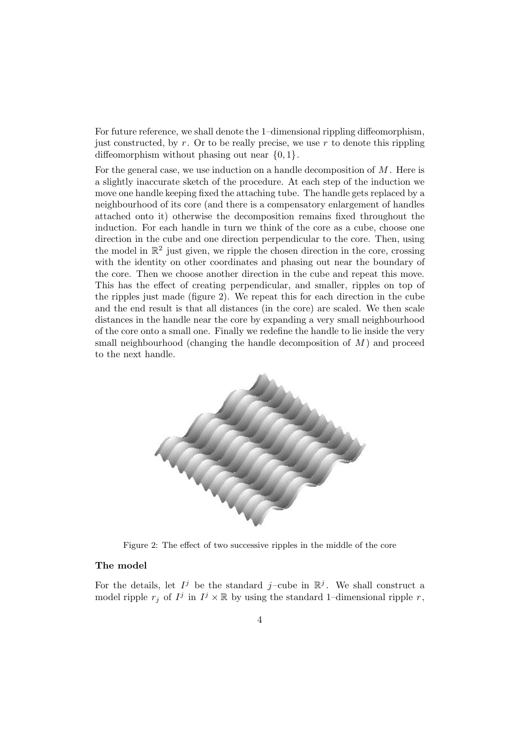For future reference, we shall denote the 1–dimensional rippling diffeomorphism, just constructed, by $r$. Or to be really precise, we use $r$ to denote this rippling diffeomorphism without phasing out near $\{0, 1\}$.

For the general case, we use induction on a handle decomposition of $M$. Here is a slightly inaccurate sketch of the procedure. At each step of the induction we move one handle keeping fixed the attaching tube. The handle gets replaced by a neighbourhood of its core (and there is a compensatory enlargement of handles attached onto it) otherwise the decomposition remains fixed throughout the induction. For each handle in turn we think of the core as a cube, choose one direction in the cube and one direction perpendicular to the core. Then, using the model in $\mathbb{R}^2$ just given, we ripple the chosen direction in the core, crossing with the identity on other coordinates and phasing out near the boundary of the core. Then we choose another direction in the cube and repeat this move. This has the effect of creating perpendicular, and smaller, ripples on top of the ripples just made (figure 2). We repeat this for each direction in the cube and the end result is that all distances (in the core) are scaled. We then scale distances in the handle near the core by expanding a very small neighbourhood of the core onto a small one. Finally we redefine the handle to lie inside the very small neighbourhood (changing the handle decomposition of $M$) and proceed to the next handle.

Figure 2: The effect of two successive ripples in the middle of the core

**The model**

For the details, let $I^j$ be the standard $j$–cube in $\mathbb{R}^j$. We shall construct a model ripple $r_j$ of $I^j$ in $I^j \times \mathbb{R}$ by using the standard 1–dimensional ripple $r$,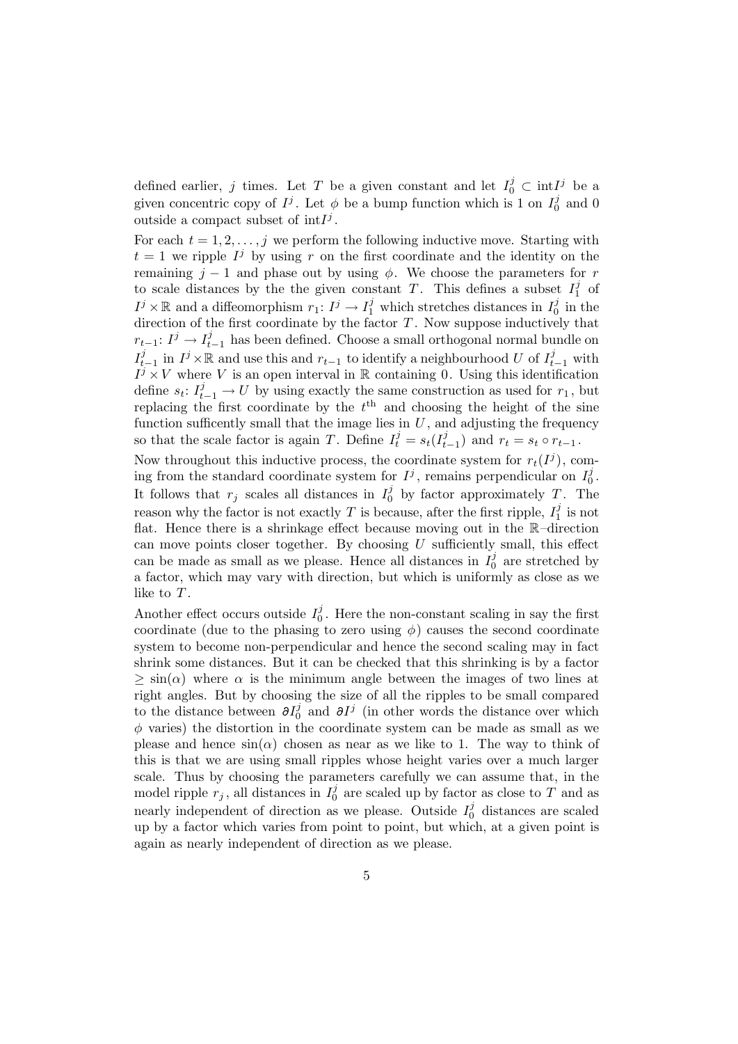defined earlier, $j$ times. Let $T$ be a given constant and let $I_0^j \subset \text{int}I^j$ be a given concentric copy of $I^j$. Let $\phi$ be a bump function which is 1 on $I_0^j$ and 0 outside a compact subset of $\text{int}I^j$.

For each $t = 1, 2, \ldots, j$ we perform the following inductive move. Starting with $t = 1$ we ripple $I^j$ by using $r$ on the first coordinate and the identity on the remaining $j-1$ and phase out by using $\phi$. We choose the parameters for $r$ to scale distances by the the given constant $T$. This defines a subset $I_1^j$ of $I^j \times \mathbb{R}$ and a diffeomorphism $r_1 \colon I^j \to I_1^j$ which stretches distances in $I_0^j$ in the direction of the first coordinate by the factor $T$. Now suppose inductively that $r_{t-1} \colon I^j \to I_{t-1}^j$ has been defined. Choose a small orthogonal normal bundle on $I_{t-1}^j$ in $I^j \times \mathbb{R}$ and use this and $r_{t-1}$ to identify a neighbourhood $U$ of $I_{t-1}^j$ with $I^j \times V$ where $V$ is an open interval in $\mathbb{R}$ containing 0. Using this identification define $s_t \colon I_{t-1}^j \to U$ by using exactly the same construction as used for $r_1$, but replacing the first coordinate by the $t^{\text{th}}$ and choosing the height of the sine function sufficently small that the image lies in $U$, and adjusting the frequency so that the scale factor is again $T$. Define $I_t^j = s_t(I_{t-1}^j)$ and $r_t = s_t \circ r_{t-1}$.

Now throughout this inductive process, the coordinate system for $r_t(I^j)$, coming from the standard coordinate system for $I^j$, remains perpendicular on $I_0^j$. It follows that $r_j$ scales all distances in $I_0^j$ by factor approximately $T$. The reason why the factor is not exactly $T$ is because, after the first ripple, $I_1^j$ is not flat. Hence there is a shrinkage effect because moving out in the $\mathbb{R}$–direction can move points closer together. By choosing $U$ sufficiently small, this effect can be made as small as we please. Hence all distances in $I_0^j$ are stretched by a factor, which may vary with direction, but which is uniformly as close as we like to $T$.

Another effect occurs outside $I_0^j$. Here the non-constant scaling in say the first coordinate (due to the phasing to zero using $\phi$) causes the second coordinate system to become non-perpendicular and hence the second scaling may in fact shrink some distances. But it can be checked that this shrinking is by a factor $\geq \sin(\alpha)$ where $\alpha$ is the minimum angle between the images of two lines at right angles. But by choosing the size of all the ripples to be small compared to the distance between $\partial I_0^j$ and $\partial I^j$ (in other words the distance over which $\phi$ varies) the distortion in the coordinate system can be made as small as we please and hence $\sin(\alpha)$ chosen as near as we like to 1. The way to think of this is that we are using small ripples whose height varies over a much larger scale. Thus by choosing the parameters carefully we can assume that, in the model ripple $r_j$, all distances in $I_0^j$ are scaled up by factor as close to $T$ and as nearly independent of direction as we please. Outside $I_0^j$ distances are scaled up by a factor which varies from point to point, but which, at a given point is again as nearly independent of direction as we please.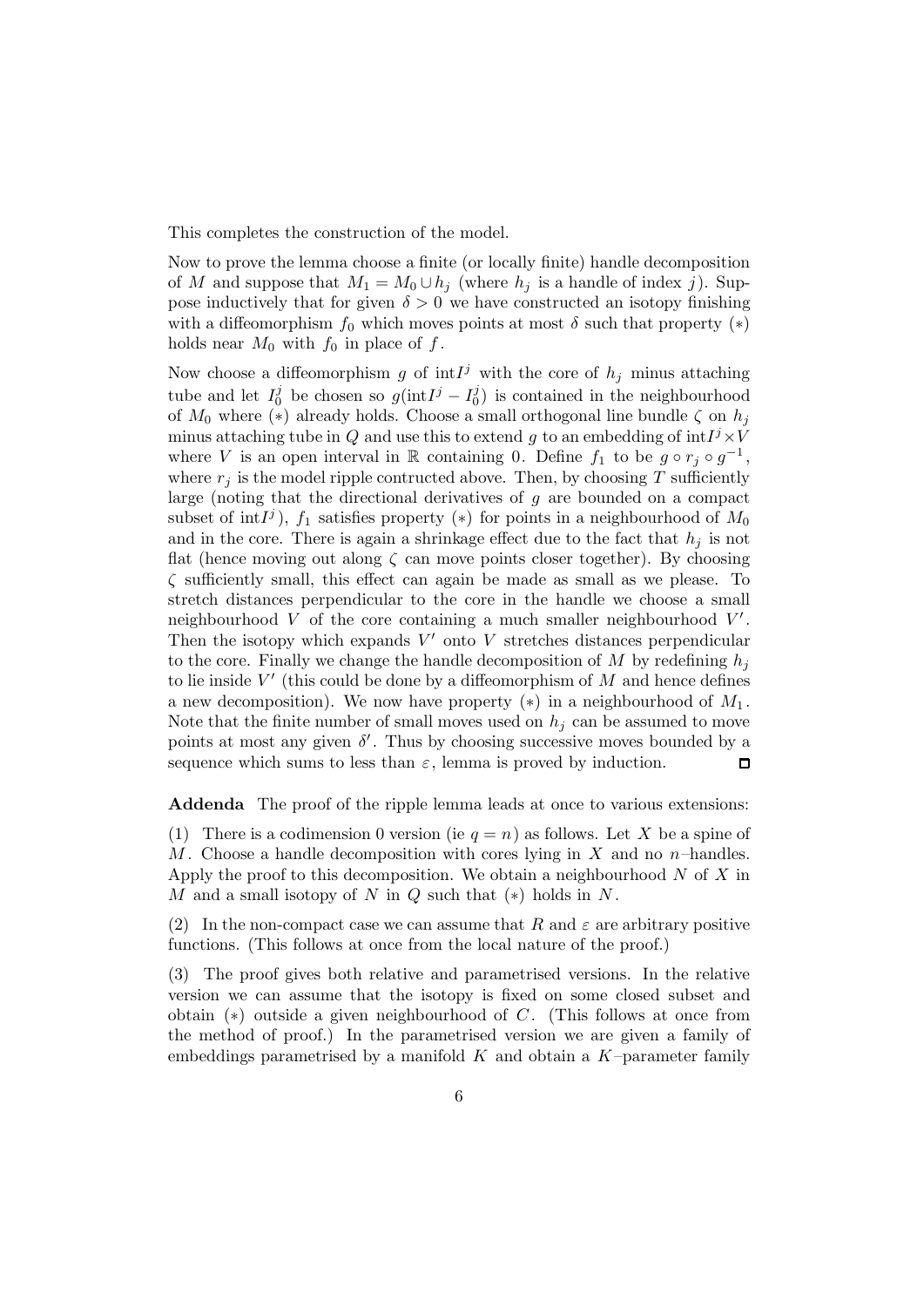This completes the construction of the model.

Now to prove the lemma choose a finite (or locally finite) handle decomposition of $M$ and suppose that $M_1 = M_0 \cup h_j$ (where $h_j$ is a handle of index $j$). Suppose inductively that for given $\delta > 0$ we have constructed an isotopy finishing with a diffeomorphism $f_0$ which moves points at most $\delta$ such that property $(*)$ holds near $M_0$ with $f_0$ in place of $f$.

Now choose a diffeomorphism $g$ of $\mathrm{int} I^j$ with the core of $h_j$ minus attaching tube and let $I^j_0$ be chosen so $g(\mathrm{int} I^j - I^j_0)$ is contained in the neighbourhood of $M_0$ where $(*)$ already holds. Choose a small orthogonal line bundle $\zeta$ on $h_j$ minus attaching tube in $Q$ and use this to extend $g$ to an embedding of $\mathrm{int} I^j \times V$ where $V$ is an open interval in $\mathbb{R}$ containing $0$. Define $f_1$ to be $g \circ r_j \circ g^{-1}$, where $r_j$ is the model ripple contructed above. Then, by choosing $T$ sufficiently large (noting that the directional derivatives of $g$ are bounded on a compact subset of $\mathrm{int} I^j$), $f_1$ satisfies property $(*)$ for points in a neighbourhood of $M_0$ and in the core. There is again a shrinkage effect due to the fact that $h_j$ is not flat (hence moving out along $\zeta$ can move points closer together). By choosing $\zeta$ sufficiently small, this effect can again be made as small as we please. To stretch distances perpendicular to the core in the handle we choose a small neighbourhood $V$ of the core containing a much smaller neighbourhood $V'$. Then the isotopy which expands $V'$ onto $V$ stretches distances perpendicular to the core. Finally we change the handle decomposition of $M$ by redefining $h_j$ to lie inside $V'$ (this could be done by a diffeomorphism of $M$ and hence defines a new decomposition). We now have property $(*)$ in a neighbourhood of $M_1$. Note that the finite number of small moves used on $h_j$ can be assumed to move points at most any given $\delta'$. Thus by choosing successive moves bounded by a sequence which sums to less than $\varepsilon$, lemma is proved by induction. ∎

**Addenda** The proof of the ripple lemma leads at once to various extensions:

(1) There is a codimension 0 version (ie $q = n$) as follows. Let $X$ be a spine of $M$. Choose a handle decomposition with cores lying in $X$ and no $n$–handles. Apply the proof to this decomposition. We obtain a neighbourhood $N$ of $X$ in $M$ and a small isotopy of $N$ in $Q$ such that $(*)$ holds in $N$.

(2) In the non-compact case we can assume that $R$ and $\varepsilon$ are arbitrary positive functions. (This follows at once from the local nature of the proof.)

(3) The proof gives both relative and parametrised versions. In the relative version we can assume that the isotopy is fixed on some closed subset and obtain $(*)$ outside a given neighbourhood of $C$. (This follows at once from the method of proof.) In the parametrised version we are given a family of embeddings parametrised by a manifold $K$ and obtain a $K$–parameter family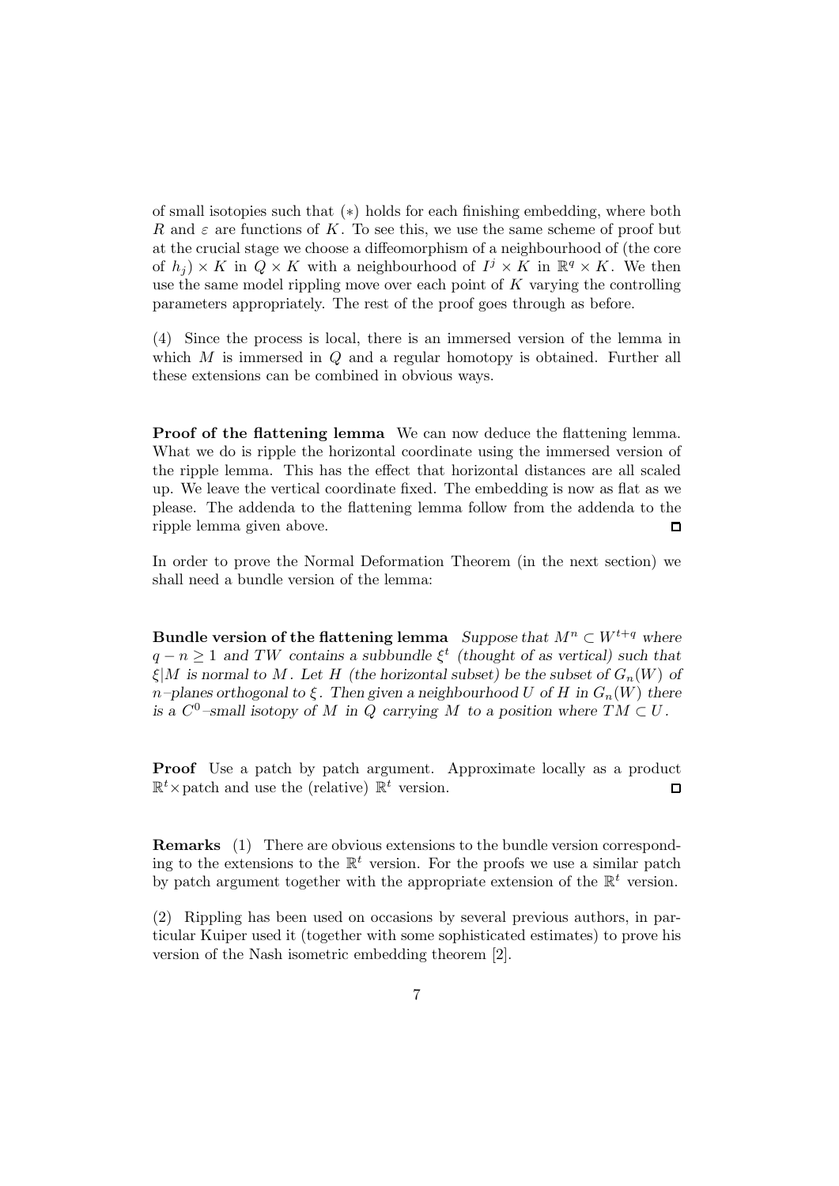of small isotopies such that $(*)$ holds for each finishing embedding, where both $R$ and $\varepsilon$ are functions of $K$. To see this, we use the same scheme of proof but at the crucial stage we choose a diffeomorphism of a neighbourhood of (the core of $h_j$) $\times K$ in $Q \times K$ with a neighbourhood of $I^j \times K$ in $\mathbb{R}^q \times K$. We then use the same model rippling move over each point of $K$ varying the controlling parameters appropriately. The rest of the proof goes through as before.

(4) Since the process is local, there is an immersed version of the lemma in which $M$ is immersed in $Q$ and a regular homotopy is obtained. Further all these extensions can be combined in obvious ways.

**Proof of the flattening lemma** We can now deduce the flattening lemma. What we do is ripple the horizontal coordinate using the immersed version of the ripple lemma. This has the effect that horizontal distances are all scaled up. We leave the vertical coordinate fixed. The embedding is now as flat as we please. The addenda to the flattening lemma follow from the addenda to the ripple lemma given above. $\square$

In order to prove the Normal Deformation Theorem (in the next section) we shall need a bundle version of the lemma:

**Bundle version of the flattening lemma** *Suppose that $M^n \subset W^{t+q}$ where $q - n \geq 1$ and $TW$ contains a subbundle $\xi^t$ (thought of as vertical) such that $\xi|M$ is normal to $M$. Let $H$ (the horizontal subset) be the subset of $G_n(W)$ of $n$–planes orthogonal to $\xi$. Then given a neighbourhood $U$ of $H$ in $G_n(W)$ there is a $C^0$–small isotopy of $M$ in $Q$ carrying $M$ to a position where $TM \subset U$.*

**Proof** Use a patch by patch argument. Approximate locally as a product $\mathbb{R}^t \times$ patch and use the (relative) $\mathbb{R}^t$ version. $\square$

**Remarks** (1) There are obvious extensions to the bundle version corresponding to the extensions to the $\mathbb{R}^t$ version. For the proofs we use a similar patch by patch argument together with the appropriate extension of the $\mathbb{R}^t$ version.

(2) Rippling has been used on occasions by several previous authors, in particular Kuiper used it (together with some sophisticated estimates) to prove his version of the Nash isometric embedding theorem [2].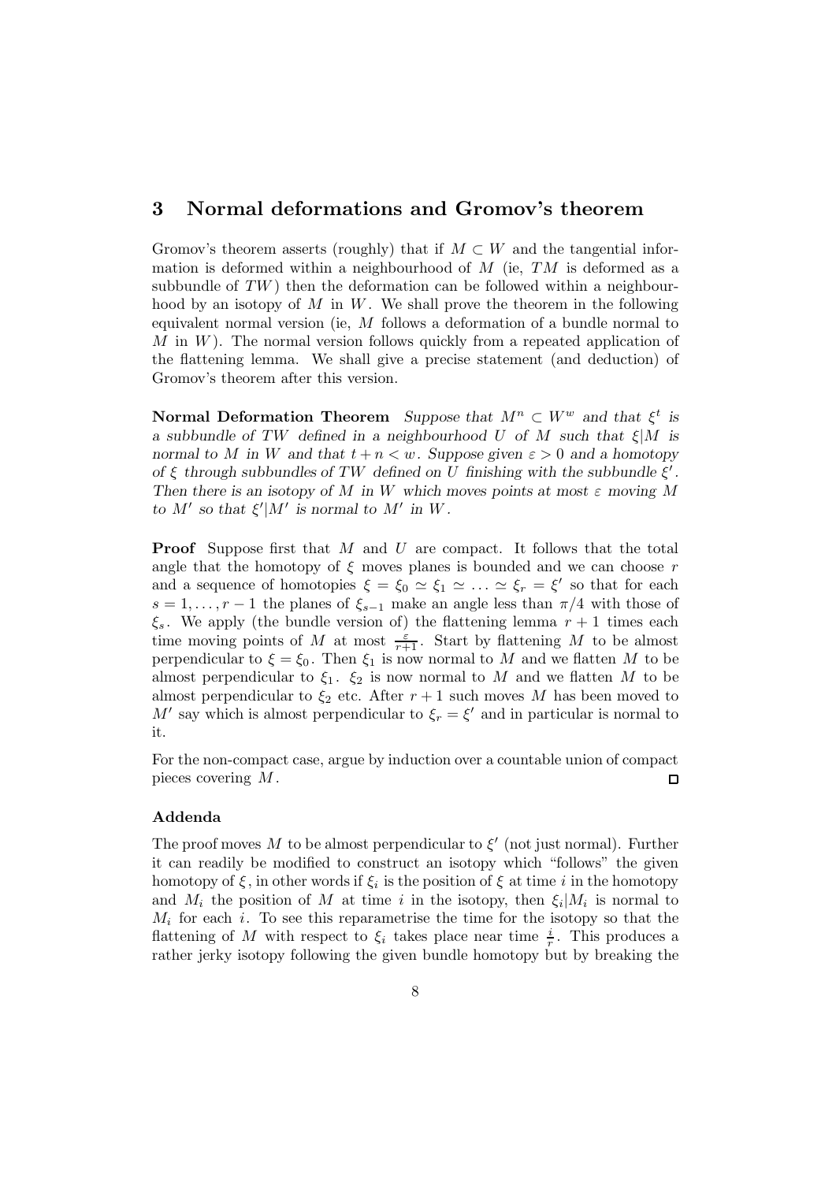## 3 Normal deformations and Gromov's theorem

Gromov's theorem asserts (roughly) that if $M \subset W$ and the tangential information is deformed within a neighbourhood of $M$ (ie, $TM$ is deformed as a subbundle of $TW$) then the deformation can be followed within a neighbourhood by an isotopy of $M$ in $W$. We shall prove the theorem in the following equivalent normal version (ie, $M$ follows a deformation of a bundle normal to $M$ in $W$). The normal version follows quickly from a repeated application of the flattening lemma. We shall give a precise statement (and deduction) of Gromov's theorem after this version.

**Normal Deformation Theorem** *Suppose that $M^n \subset W^w$ and that $\xi^t$ is a subbundle of $TW$ defined in a neighbourhood $U$ of $M$ such that $\xi|M$ is normal to $M$ in $W$ and that $t + n < w$. Suppose given $\varepsilon > 0$ and a homotopy of $\xi$ through subbundles of $TW$ defined on $U$ finishing with the subbundle $\xi'$. Then there is an isotopy of $M$ in $W$ which moves points at most $\varepsilon$ moving $M$ to $M'$ so that $\xi'|M'$ is normal to $M'$ in $W$.*

**Proof** Suppose first that $M$ and $U$ are compact. It follows that the total angle that the homotopy of $\xi$ moves planes is bounded and we can choose $r$ and a sequence of homotopies $\xi = \xi_0 \simeq \xi_1 \simeq \ldots \simeq \xi_r = \xi'$ so that for each $s = 1, \ldots, r-1$ the planes of $\xi_{s-1}$ make an angle less than $\pi/4$ with those of $\xi_s$. We apply (the bundle version of) the flattening lemma $r+1$ times each time moving points of $M$ at most $\frac{\varepsilon}{r+1}$. Start by flattening $M$ to be almost perpendicular to $\xi = \xi_0$. Then $\xi_1$ is now normal to $M$ and we flatten $M$ to be almost perpendicular to $\xi_1$. $\xi_2$ is now normal to $M$ and we flatten $M$ to be almost perpendicular to $\xi_2$ etc. After $r+1$ such moves $M$ has been moved to $M'$ say which is almost perpendicular to $\xi_r = \xi'$ and in particular is normal to it.

For the non-compact case, argue by induction over a countable union of compact pieces covering $M$. □

### Addenda

The proof moves $M$ to be almost perpendicular to $\xi'$ (not just normal). Further it can readily be modified to construct an isotopy which "follows" the given homotopy of $\xi$, in other words if $\xi_i$ is the position of $\xi$ at time $i$ in the homotopy and $M_i$ the position of $M$ at time $i$ in the isotopy, then $\xi_i|M_i$ is normal to $M_i$ for each $i$. To see this reparametrise the time for the isotopy so that the flattening of $M$ with respect to $\xi_i$ takes place near time $\frac{i}{r}$. This produces a rather jerky isotopy following the given bundle homotopy but by breaking the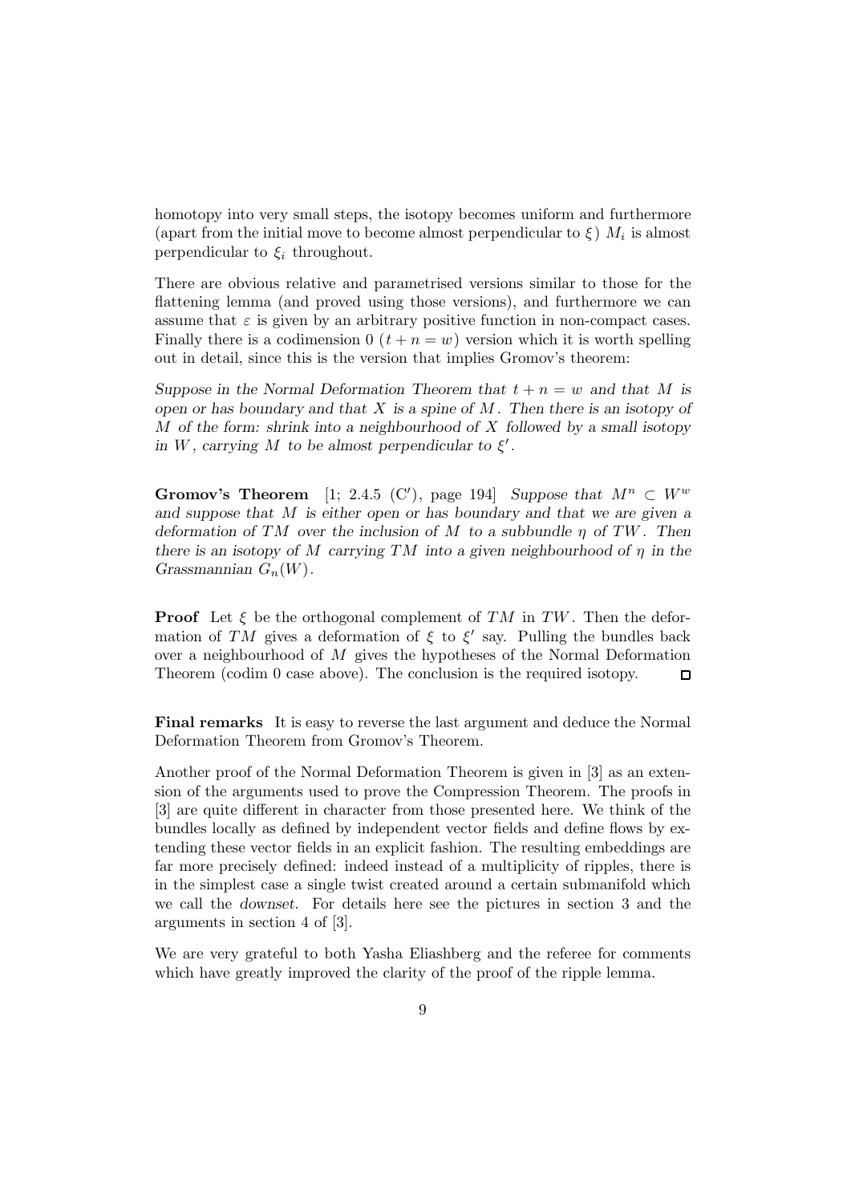homotopy into very small steps, the isotopy becomes uniform and furthermore (apart from the initial move to become almost perpendicular to $\xi$) $M_i$ is almost perpendicular to $\xi_i$ throughout.

There are obvious relative and parametrised versions similar to those for the flattening lemma (and proved using those versions), and furthermore we can assume that $\varepsilon$ is given by an arbitrary positive function in non-compact cases. Finally there is a codimension 0 ($t + n = w$) version which it is worth spelling out in detail, since this is the version that implies Gromov's theorem:

*Suppose in the Normal Deformation Theorem that $t + n = w$ and that $M$ is open or has boundary and that $X$ is a spine of $M$. Then there is an isotopy of $M$ of the form: shrink into a neighbourhood of $X$ followed by a small isotopy in $W$, carrying $M$ to be almost perpendicular to $\xi'$.*

**Gromov's Theorem** [1; 2.4.5 (C′), page 194] *Suppose that $M^n \subset W^w$ and suppose that $M$ is either open or has boundary and that we are given a deformation of $TM$ over the inclusion of $M$ to a subbundle $\eta$ of $TW$. Then there is an isotopy of $M$ carrying $TM$ into a given neighbourhood of $\eta$ in the Grassmannian $G_n(W)$.*

**Proof** Let $\xi$ be the orthogonal complement of $TM$ in $TW$. Then the deformation of $TM$ gives a deformation of $\xi$ to $\xi'$ say. Pulling the bundles back over a neighbourhood of $M$ gives the hypotheses of the Normal Deformation Theorem (codim 0 case above). The conclusion is the required isotopy. □

**Final remarks** It is easy to reverse the last argument and deduce the Normal Deformation Theorem from Gromov's Theorem.

Another proof of the Normal Deformation Theorem is given in [3] as an extension of the arguments used to prove the Compression Theorem. The proofs in [3] are quite different in character from those presented here. We think of the bundles locally as defined by independent vector fields and define flows by extending these vector fields in an explicit fashion. The resulting embeddings are far more precisely defined: indeed instead of a multiplicity of ripples, there is in the simplest case a single twist created around a certain submanifold which we call the *downset*. For details here see the pictures in section 3 and the arguments in section 4 of [3].

We are very grateful to both Yasha Eliashberg and the referee for comments which have greatly improved the clarity of the proof of the ripple lemma.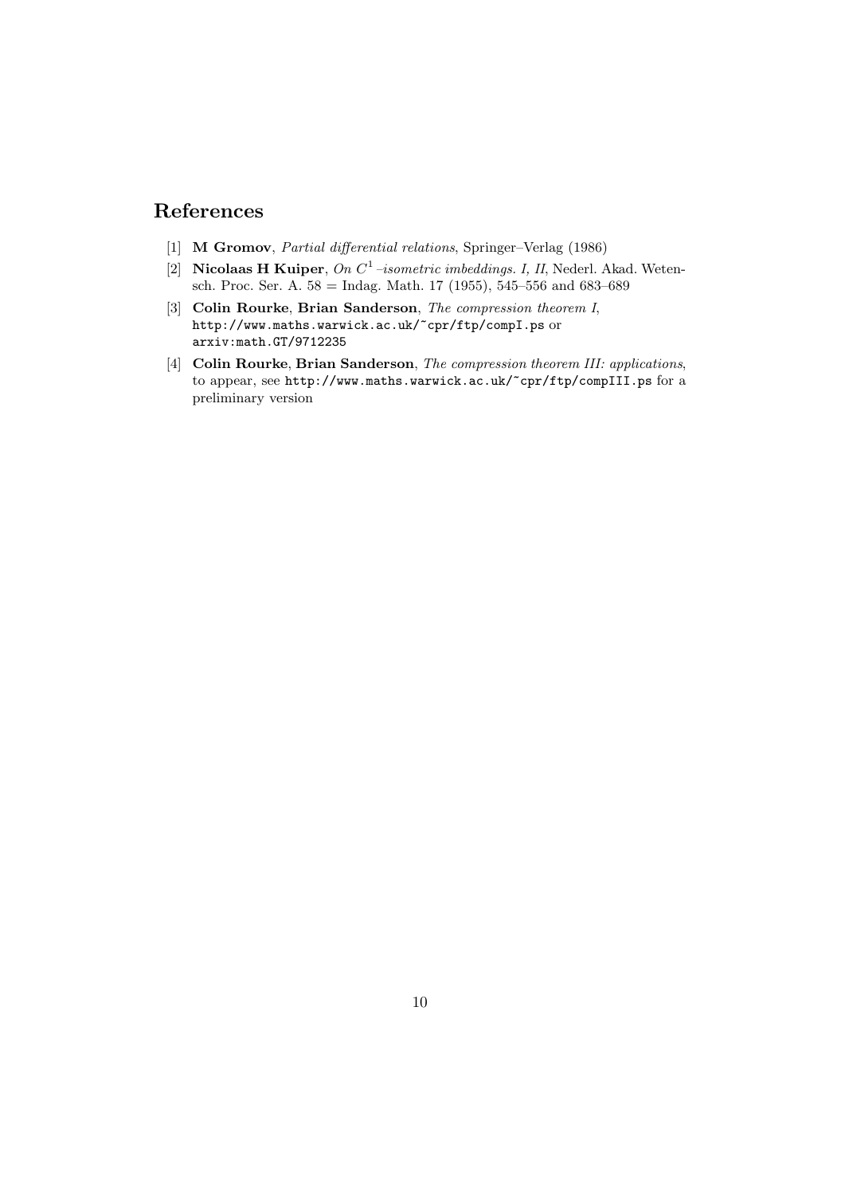## References

[1] **M Gromov**, *Partial differential relations*, Springer–Verlag (1986)

[2] **Nicolaas H Kuiper**, *On $C^1$–isometric imbeddings. I, II*, Nederl. Akad. Wetensch. Proc. Ser. A. 58 = Indag. Math. 17 (1955), 545–556 and 683–689

[3] **Colin Rourke**, **Brian Sanderson**, *The compression theorem I*, `http://www.maths.warwick.ac.uk/~cpr/ftp/compI.ps` or `arxiv:math.GT/9712235`

[4] **Colin Rourke**, **Brian Sanderson**, *The compression theorem III: applications*, to appear, see `http://www.maths.warwick.ac.uk/~cpr/ftp/compIII.ps` for a preliminary version